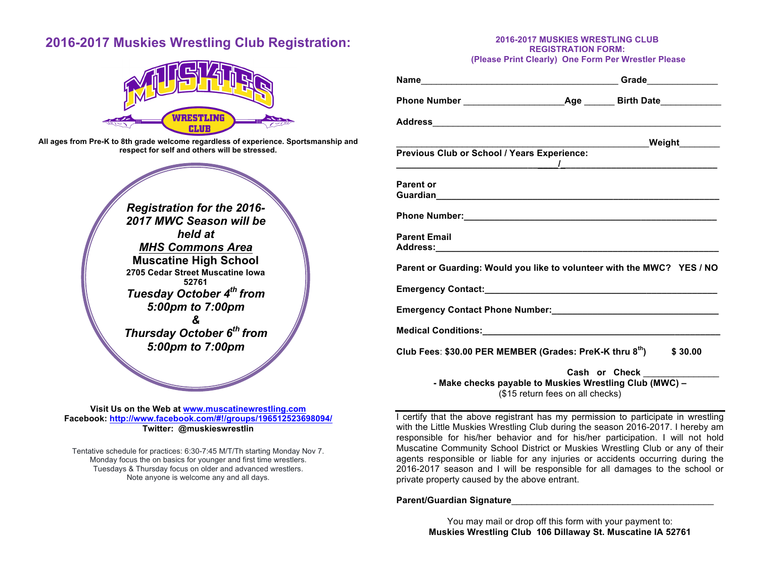# 2016-2017 Muskies Wrestling Club Registration:

MUSKIES WRESTLING CLUB

**All ages from Pre-K to 8th grade welcome regardless of experience. Sportsmanship and respect for self and others will be stressed.**

***Registration for the 2016-2017 MWC Season will be held at***
***MHS Commons Area***
**Muscatine High School**
**2705 Cedar Street Muscatine Iowa 52761**
***Tuesday October 4th from 5:00pm to 7:00pm***
***&***
***Thursday October 6th from 5:00pm to 7:00pm***

**Visit Us on the Web at www.muscatinewrestling.com**
**Facebook: http://www.facebook.com/#!/groups/196512523698094/**
**Twitter: @muskieswrestlin**

Tentative schedule for practices: 6:30-7:45 M/T/Th starting Monday Nov 7.
Monday focus the on basics for younger and first time wrestlers.
Tuesdays & Thursday focus on older and advanced wrestlers.
Note anyone is welcome any and all days.

## 2016-2017 MUSKIES WRESTLING CLUB REGISTRATION FORM:
**(Please Print Clearly) One Form Per Wrestler Please**

**Name**________________________________________ **Grade**______________

**Phone Number** ____________________**Age** ______ **Birth Date**____________

**Address**____________________________________________________________

______________________________________________________**Weight**________

**Previous Club or School / Years Experience:**
____________________________________/_________________________________

**Parent or Guardian**______________________________________________________

**Phone Number:**_____________________________________________________

**Parent Email Address:**_________________________________________________

**Parent or Guarding: Would you like to volunteer with the MWC? YES / NO**

**Emergency Contact:**_________________________________________________

**Emergency Contact Phone Number:**_________________________________

**Medical Conditions:**_________________________________________________

**Club Fees**: **$30.00 PER MEMBER (Grades: PreK-K thru 8th) $ 30.00**

**Cash or Check** _______________

**- Make checks payable to Muskies Wrestling Club (MWC) –**
($15 return fees on all checks)

---

I certify that the above registrant has my permission to participate in wrestling with the Little Muskies Wrestling Club during the season 2016-2017. I hereby am responsible for his/her behavior and for his/her participation. I will not hold Muscatine Community School District or Muskies Wrestling Club or any of their agents responsible or liable for any injuries or accidents occurring during the 2016-2017 season and I will be responsible for all damages to the school or private property caused by the above entrant.

**Parent/Guardian Signature**_________________________________________

You may mail or drop off this form with your payment to:
**Muskies Wrestling Club 106 Dillaway St. Muscatine IA 52761**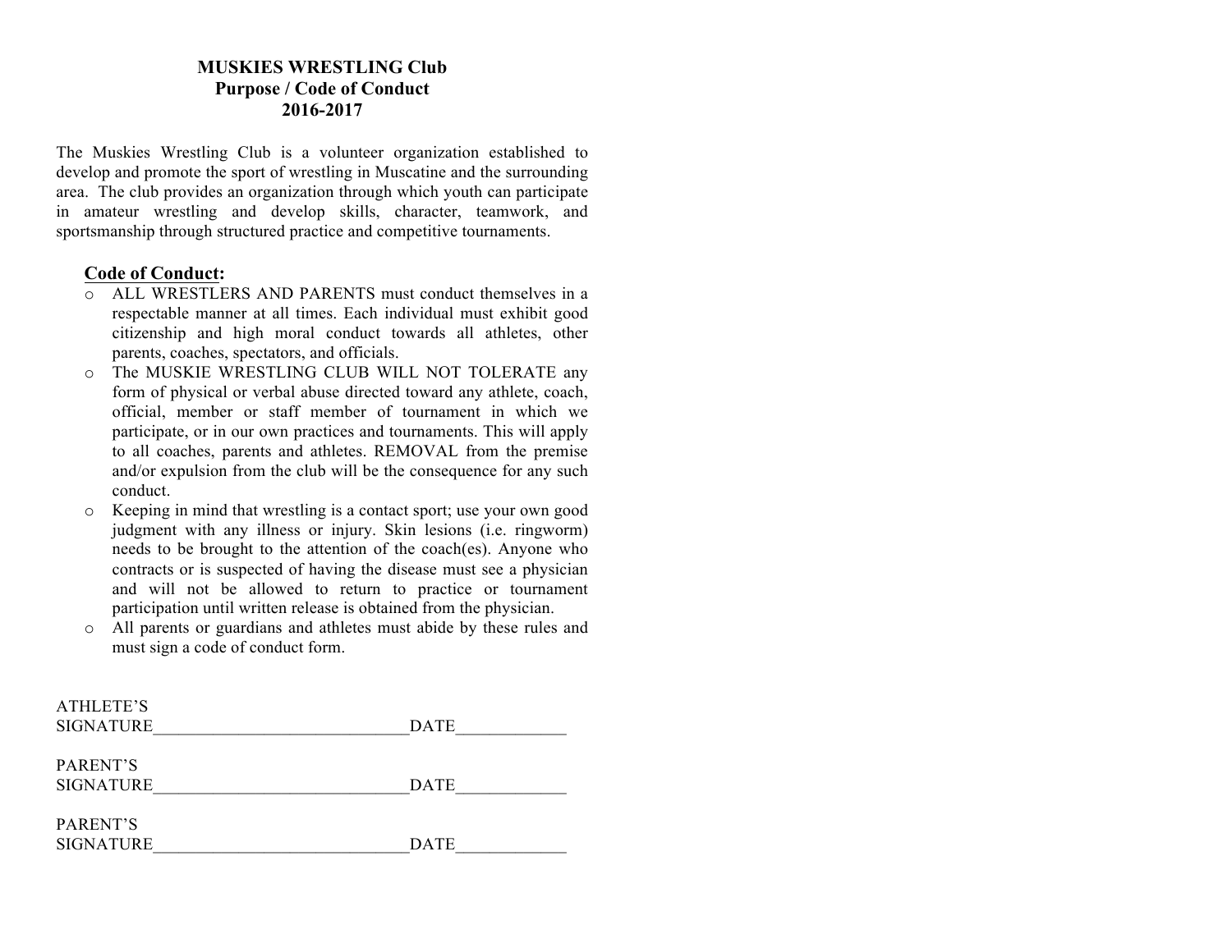# MUSKIES WRESTLING Club
## Purpose / Code of Conduct
## 2016-2017

The Muskies Wrestling Club is a volunteer organization established to develop and promote the sport of wrestling in Muscatine and the surrounding area. The club provides an organization through which youth can participate in amateur wrestling and develop skills, character, teamwork, and sportsmanship through structured practice and competitive tournaments.

**Code of Conduct:**

- ALL WRESTLERS AND PARENTS must conduct themselves in a respectable manner at all times. Each individual must exhibit good citizenship and high moral conduct towards all athletes, other parents, coaches, spectators, and officials.
- The MUSKIE WRESTLING CLUB WILL NOT TOLERATE any form of physical or verbal abuse directed toward any athlete, coach, official, member or staff member of tournament in which we participate, or in our own practices and tournaments. This will apply to all coaches, parents and athletes. REMOVAL from the premise and/or expulsion from the club will be the consequence for any such conduct.
- Keeping in mind that wrestling is a contact sport; use your own good judgment with any illness or injury. Skin lesions (i.e. ringworm) needs to be brought to the attention of the coach(es). Anyone who contracts or is suspected of having the disease must see a physician and will not be allowed to return to practice or tournament participation until written release is obtained from the physician.
- All parents or guardians and athletes must abide by these rules and must sign a code of conduct form.

ATHLETE'S SIGNATURE_____________________________DATE____________

PARENT'S SIGNATURE_____________________________DATE____________

PARENT'S SIGNATURE_____________________________DATE____________